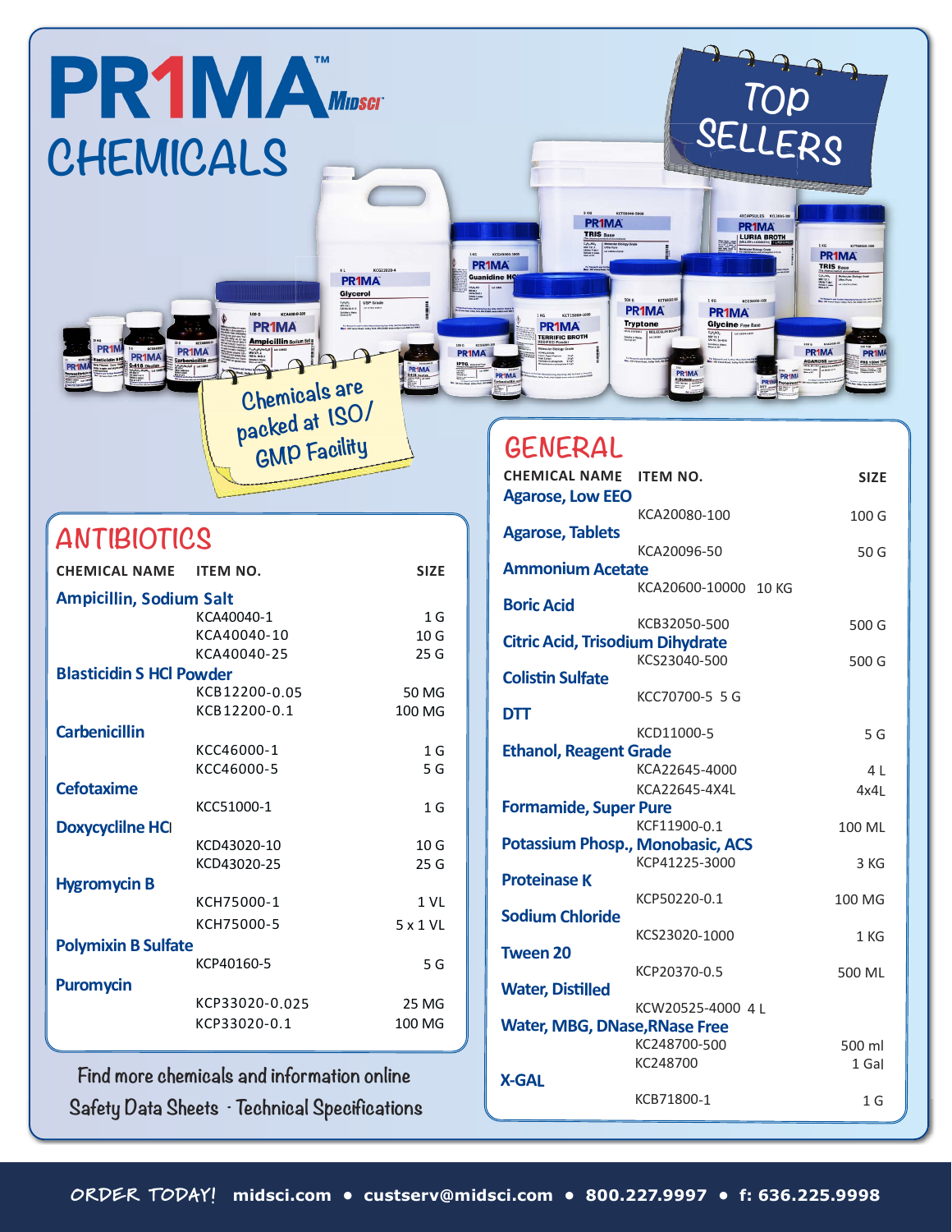# PR1MA™ MIDSCI CHEMICALS

## TOP SELLERS

Chemicals are packed at ISO/ GMP Facility

## ANTIBIOTICS

| CHEMICAL NAME | ITEM NO. | SIZE |
|---|---|---|
| **Ampicillin, Sodium Salt** | | |
| | KCA40040-1 | 1 G |
| | KCA40040-10 | 10 G |
| | KCA40040-25 | 25 G |
| **Blasticidin S HCl Powder** | | |
| | KCB12200-0.05 | 50 MG |
| | KCB12200-0.1 | 100 MG |
| **Carbenicillin** | | |
| | KCC46000-1 | 1 G |
| | KCC46000-5 | 5 G |
| **Cefotaxime** | | |
| | KCC51000-1 | 1 G |
| **Doxycyclilne HCl** | | |
| | KCD43020-10 | 10 G |
| | KCD43020-25 | 25 G |
| **Hygromycin B** | | |
| | KCH75000-1 | 1 VL |
| | KCH75000-5 | 5 x 1 VL |
| **Polymixin B Sulfate** | | |
| | KCP40160-5 | 5 G |
| **Puromycin** | | |
| | KCP33020-0.025 | 25 MG |
| | KCP33020-0.1 | 100 MG |

Find more chemicals and information online
Safety Data Sheets · Technical Specifications

## GENERAL

| CHEMICAL NAME | ITEM NO. | SIZE |
|---|---|---|
| **Agarose, Low EEO** | | |
| | KCA20080-100 | 100 G |
| **Agarose, Tablets** | | |
| | KCA20096-50 | 50 G |
| **Ammonium Acetate** | | |
| | KCA20600-10000 | 10 KG |
| **Boric Acid** | | |
| | KCB32050-500 | 500 G |
| **Citric Acid, Trisodium Dihydrate** | | |
| | KCS23040-500 | 500 G |
| **Colistin Sulfate** | | |
| | KCC70700-5 | 5 G |
| **DTT** | | |
| | KCD11000-5 | 5 G |
| **Ethanol, Reagent Grade** | | |
| | KCA22645-4000 | 4 L |
| | KCA22645-4X4L | 4x4L |
| **Formamide, Super Pure** | | |
| | KCF11900-0.1 | 100 ML |
| **Potassium Phosp., Monobasic, ACS** | | |
| | KCP41225-3000 | 3 KG |
| **Proteinase K** | | |
| | KCP50220-0.1 | 100 MG |
| **Sodium Chloride** | | |
| | KCS23020-1000 | 1 KG |
| **Tween 20** | | |
| | KCP20370-0.5 | 500 ML |
| **Water, Distilled** | | |
| | KCW20525-4000 | 4 L |
| **Water, MBG, DNase,RNase Free** | | |
| | KC248700-500 | 500 ml |
| | KC248700 | 1 Gal |
| **X-GAL** | | |
| | KCB71800-1 | 1 G |

ORDER TODAY! midsci.com • custserv@midsci.com • 800.227.9997 • f: 636.225.9998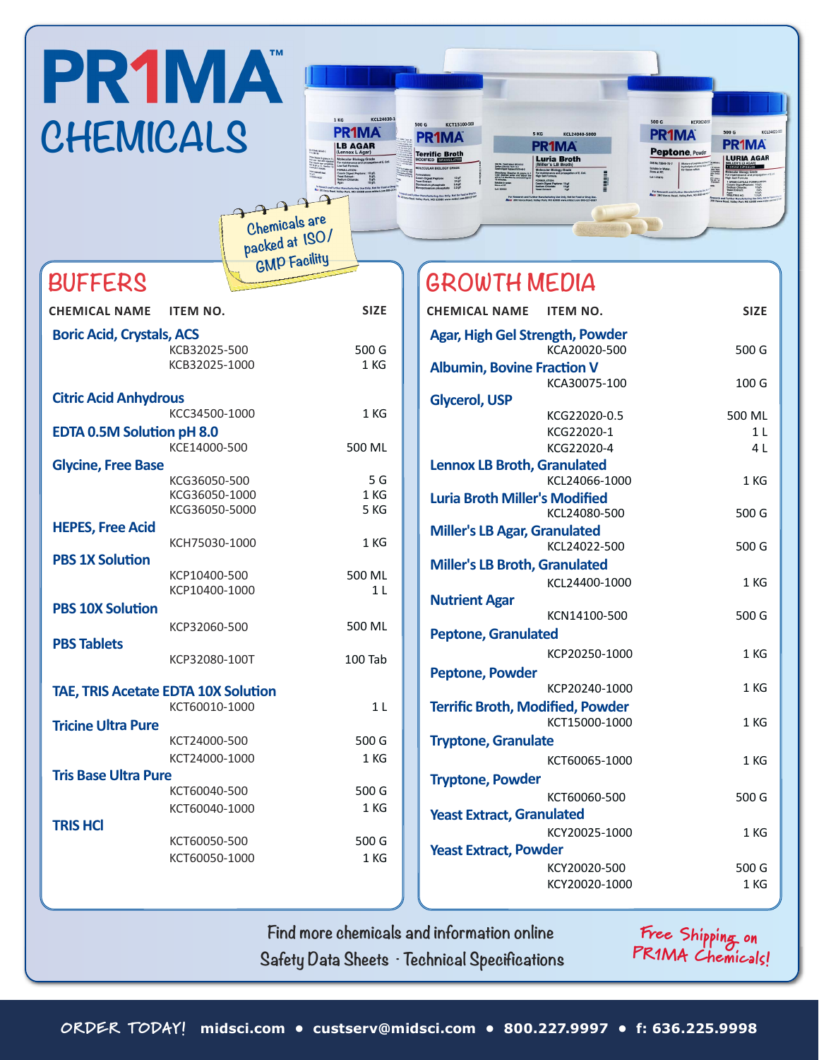# PR1MA™ CHEMICALS

Chemicals are packed at ISO/GMP Facility

## BUFFERS

| CHEMICAL NAME | ITEM NO. | SIZE |
|---|---|---|
| **Boric Acid, Crystals, ACS** | KCB32025-500 | 500 G |
| | KCB32025-1000 | 1 KG |
| **Citric Acid Anhydrous** | KCC34500-1000 | 1 KG |
| **EDTA 0.5M Solution pH 8.0** | KCE14000-500 | 500 ML |
| **Glycine, Free Base** | KCG36050-500 | 5 G |
| | KCG36050-1000 | 1 KG |
| | KCG36050-5000 | 5 KG |
| **HEPES, Free Acid** | KCH75030-1000 | 1 KG |
| **PBS 1X Solution** | KCP10400-500 | 500 ML |
| | KCP10400-1000 | 1 L |
| **PBS 10X Solution** | KCP32060-500 | 500 ML |
| **PBS Tablets** | KCP32080-100T | 100 Tab |
| **TAE, TRIS Acetate EDTA 10X Solution** | KCT60010-1000 | 1 L |
| **Tricine Ultra Pure** | KCT24000-500 | 500 G |
| | KCT24000-1000 | 1 KG |
| **Tris Base Ultra Pure** | KCT60040-500 | 500 G |
| | KCT60040-1000 | 1 KG |
| **TRIS HCl** | KCT60050-500 | 500 G |
| | KCT60050-1000 | 1 KG |

## GROWTH MEDIA

| CHEMICAL NAME | ITEM NO. | SIZE |
|---|---|---|
| **Agar, High Gel Strength, Powder** | KCA20020-500 | 500 G |
| **Albumin, Bovine Fraction V** | KCA30075-100 | 100 G |
| **Glycerol, USP** | KCG22020-0.5 | 500 ML |
| | KCG22020-1 | 1 L |
| | KCG22020-4 | 4 L |
| **Lennox LB Broth, Granulated** | KCL24066-1000 | 1 KG |
| **Luria Broth Miller's Modified** | KCL24080-500 | 500 G |
| **Miller's LB Agar, Granulated** | KCL24022-500 | 500 G |
| **Miller's LB Broth, Granulated** | KCL24400-1000 | 1 KG |
| **Nutrient Agar** | KCN14100-500 | 500 G |
| **Peptone, Granulated** | KCP20250-1000 | 1 KG |
| **Peptone, Powder** | KCP20240-1000 | 1 KG |
| **Terrific Broth, Modified, Powder** | KCT15000-1000 | 1 KG |
| **Tryptone, Granulate** | KCT60065-1000 | 1 KG |
| **Tryptone, Powder** | KCT60060-500 | 500 G |
| **Yeast Extract, Granulated** | KCY20025-1000 | 1 KG |
| **Yeast Extract, Powder** | KCY20020-500 | 500 G |
| | KCY20020-1000 | 1 KG |

Find more chemicals and information online

Safety Data Sheets · Technical Specifications

Free Shipping on PR1MA Chemicals!

ORDER TODAY! midsci.com • custserv@midsci.com • 800.227.9997 • f: 636.225.9998